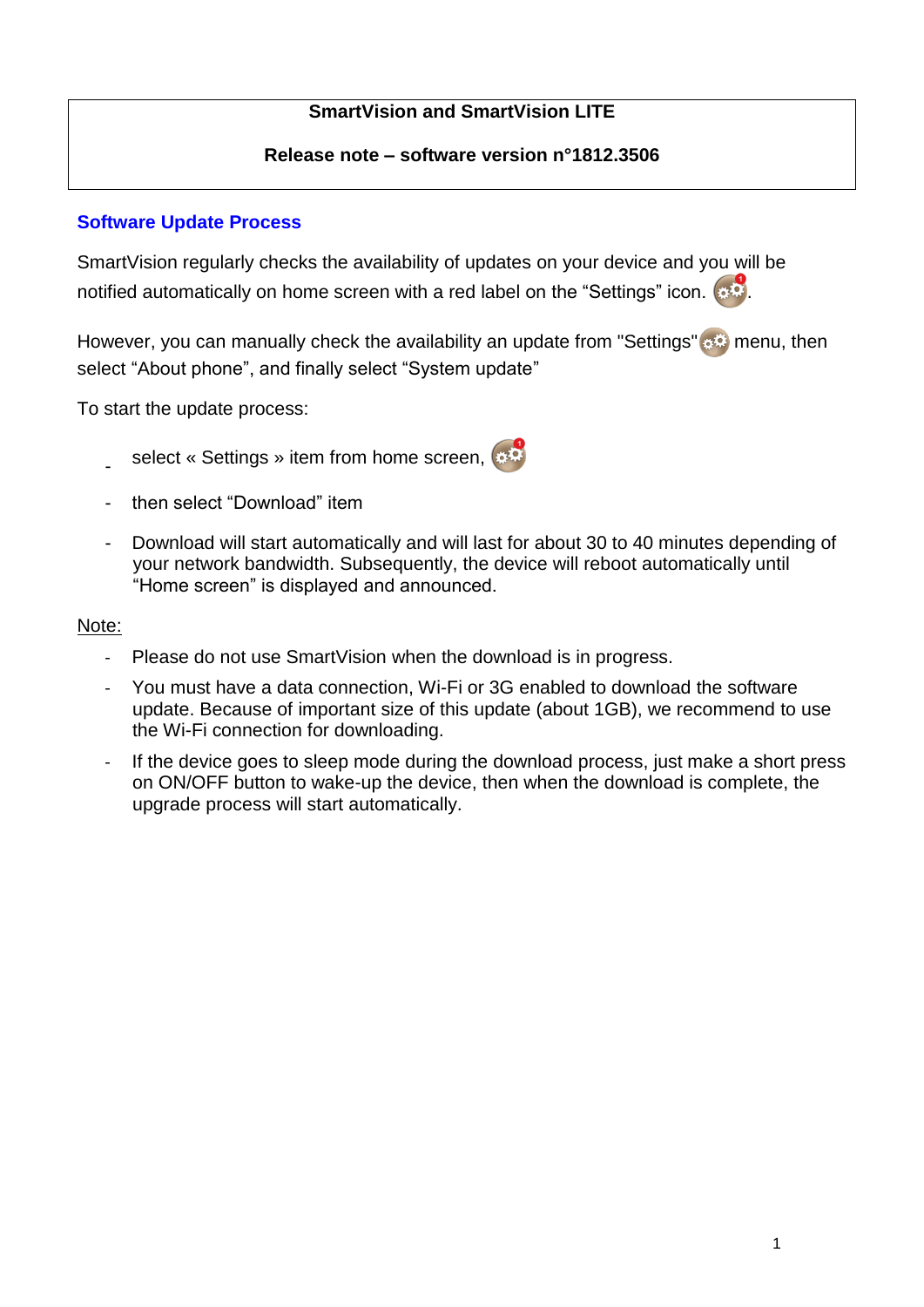**SmartVision and SmartVision LITE**

**Release note – software version n°1812.3506**

## Software Update Process

SmartVision regularly checks the availability of updates on your device and you will be notified automatically on home screen with a red label on the "Settings" icon.

However, you can manually check the availability an update from "Settings" menu, then select "About phone", and finally select "System update"

To start the update process:

- select « Settings » item from home screen,
- then select "Download" item
- Download will start automatically and will last for about 30 to 40 minutes depending of your network bandwidth. Subsequently, the device will reboot automatically until "Home screen" is displayed and announced.

Note:

- Please do not use SmartVision when the download is in progress.
- You must have a data connection, Wi-Fi or 3G enabled to download the software update. Because of important size of this update (about 1GB), we recommend to use the Wi-Fi connection for downloading.
- If the device goes to sleep mode during the download process, just make a short press on ON/OFF button to wake-up the device, then when the download is complete, the upgrade process will start automatically.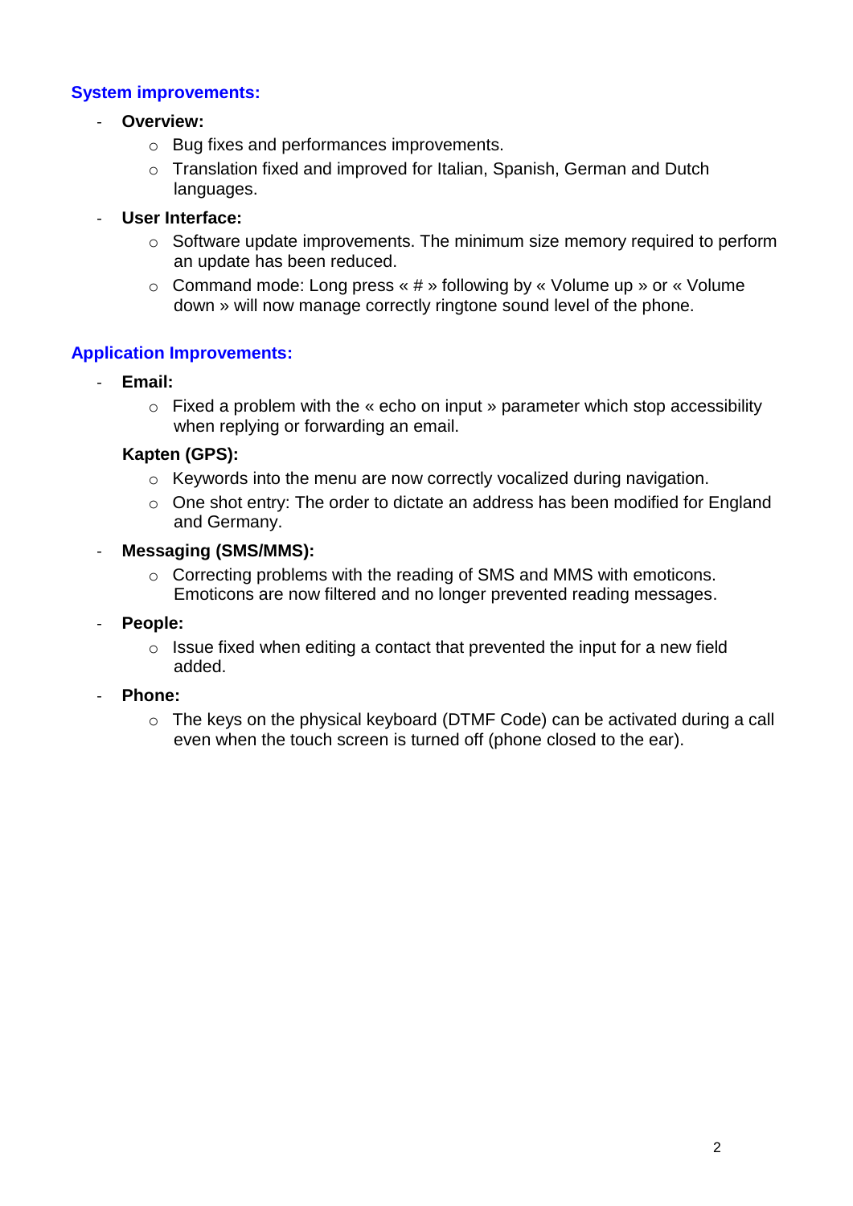## System improvements:

- **Overview:**
  - Bug fixes and performances improvements.
  - Translation fixed and improved for Italian, Spanish, German and Dutch languages.
- **User Interface:**
  - Software update improvements. The minimum size memory required to perform an update has been reduced.
  - Command mode: Long press « # » following by « Volume up » or « Volume down » will now manage correctly ringtone sound level of the phone.

## Application Improvements:

- **Email:**
  - Fixed a problem with the « echo on input » parameter which stop accessibility when replying or forwarding an email.

  **Kapten (GPS):**
  - Keywords into the menu are now correctly vocalized during navigation.
  - One shot entry: The order to dictate an address has been modified for England and Germany.
- **Messaging (SMS/MMS):**
  - Correcting problems with the reading of SMS and MMS with emoticons. Emoticons are now filtered and no longer prevented reading messages.
- **People:**
  - Issue fixed when editing a contact that prevented the input for a new field added.
- **Phone:**
  - The keys on the physical keyboard (DTMF Code) can be activated during a call even when the touch screen is turned off (phone closed to the ear).